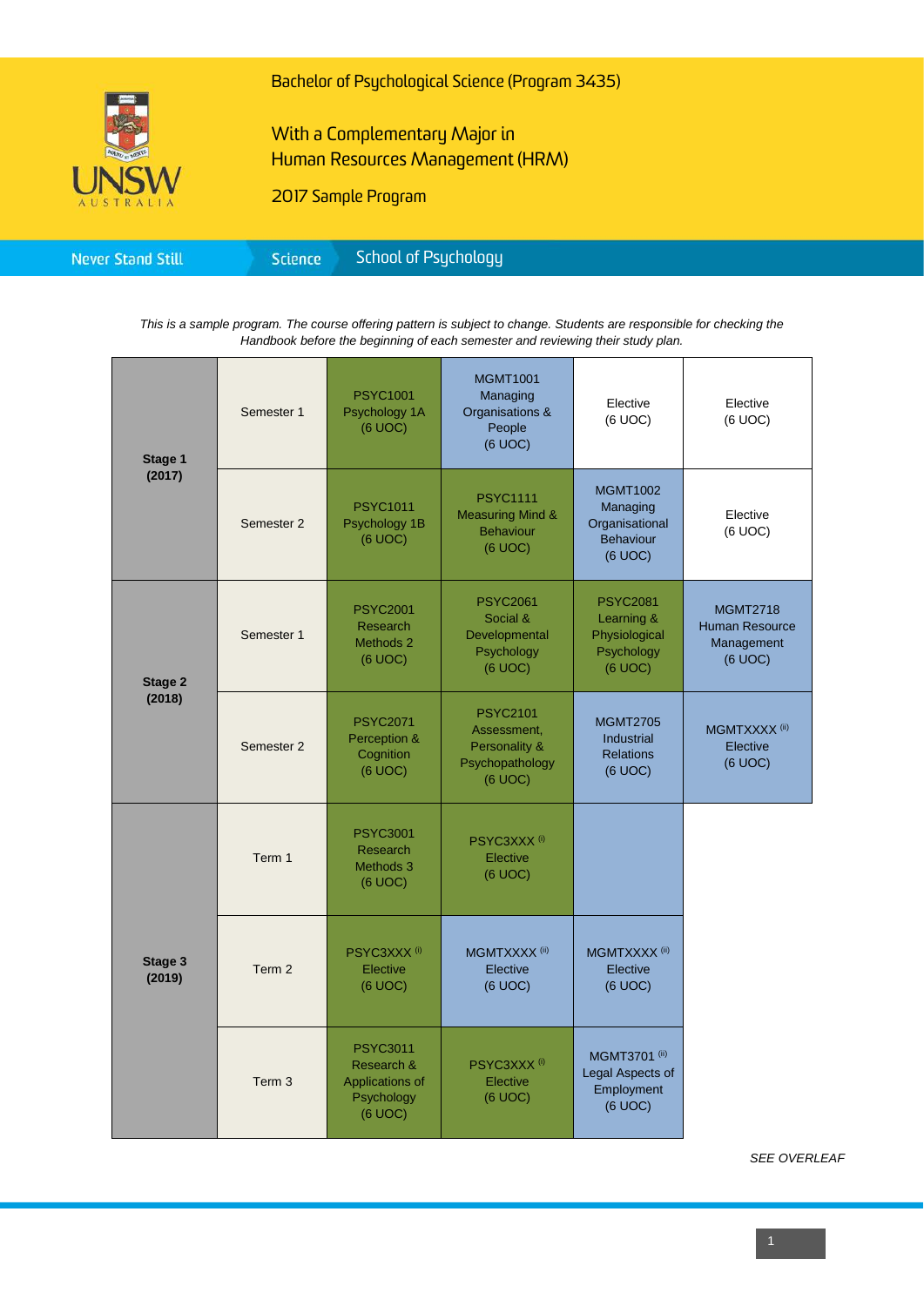# Bachelor of Psychological Science (Program 3435)

## With a Complementary Major in Human Resources Management (HRM)

## 2017 Sample Program

Never Stand Still | Science | School of Psychology

*This is a sample program. The course offering pattern is subject to change. Students are responsible for checking the Handbook before the beginning of each semester and reviewing their study plan.*

| | | | | | |
|---|---|---|---|---|---|
| **Stage 1 (2017)** | Semester 1 | PSYC1001 Psychology 1A (6 UOC) | MGMT1001 Managing Organisations & People (6 UOC) | Elective (6 UOC) | Elective (6 UOC) |
| | Semester 2 | PSYC1011 Psychology 1B (6 UOC) | PSYC1111 Measuring Mind & Behaviour (6 UOC) | MGMT1002 Managing Organisational Behaviour (6 UOC) | Elective (6 UOC) |
| **Stage 2 (2018)** | Semester 1 | PSYC2001 Research Methods 2 (6 UOC) | PSYC2061 Social & Developmental Psychology (6 UOC) | PSYC2081 Learning & Physiological Psychology (6 UOC) | MGMT2718 Human Resource Management (6 UOC) |
| | Semester 2 | PSYC2071 Perception & Cognition (6 UOC) | PSYC2101 Assessment, Personality & Psychopathology (6 UOC) | MGMT2705 Industrial Relations (6 UOC) | MGMTXXXX (ii) Elective (6 UOC) |
| **Stage 3 (2019)** | Term 1 | PSYC3001 Research Methods 3 (6 UOC) | PSYC3XXX (i) Elective (6 UOC) | | |
| | Term 2 | PSYC3XXX (i) Elective (6 UOC) | MGMTXXXX (ii) Elective (6 UOC) | MGMTXXXX (ii) Elective (6 UOC) | |
| | Term 3 | PSYC3011 Research & Applications of Psychology (6 UOC) | PSYC3XXX (i) Elective (6 UOC) | MGMT3701 (ii) Legal Aspects of Employment (6 UOC) | |

*SEE OVERLEAF*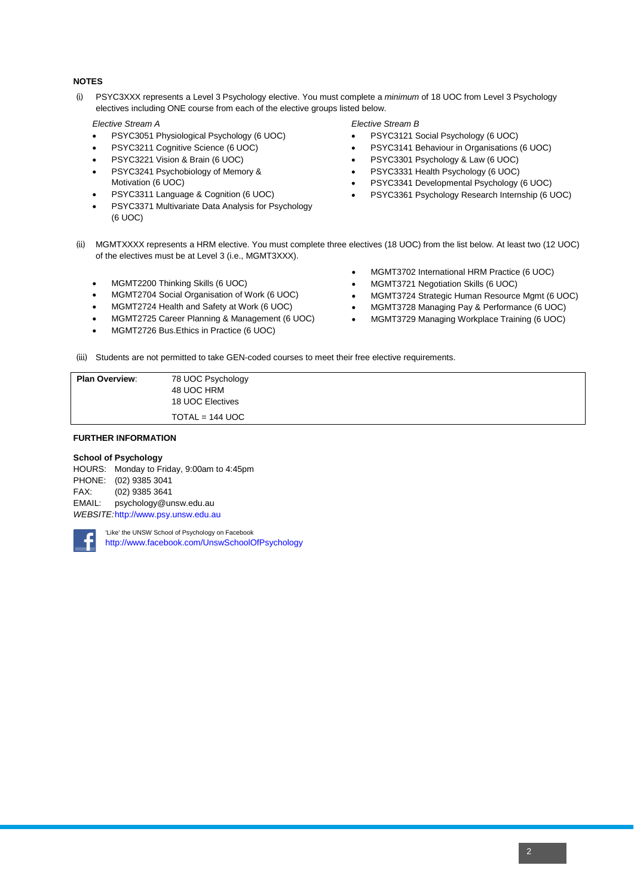**NOTES**

(i) PSYC3XXX represents a Level 3 Psychology elective. You must complete a *minimum* of 18 UOC from Level 3 Psychology electives including ONE course from each of the elective groups listed below.

*Elective Stream A*

- PSYC3051 Physiological Psychology (6 UOC)
- PSYC3211 Cognitive Science (6 UOC)
- PSYC3221 Vision & Brain (6 UOC)
- PSYC3241 Psychobiology of Memory & Motivation (6 UOC)
- PSYC3311 Language & Cognition (6 UOC)
- PSYC3371 Multivariate Data Analysis for Psychology (6 UOC)

*Elective Stream B*

- PSYC3121 Social Psychology (6 UOC)
- PSYC3141 Behaviour in Organisations (6 UOC)
- PSYC3301 Psychology & Law (6 UOC)
- PSYC3331 Health Psychology (6 UOC)
- PSYC3341 Developmental Psychology (6 UOC)
- PSYC3361 Psychology Research Internship (6 UOC)

(ii) MGMTXXXX represents a HRM elective. You must complete three electives (18 UOC) from the list below. At least two (12 UOC) of the electives must be at Level 3 (i.e., MGMT3XXX).

- MGMT2200 Thinking Skills (6 UOC)
- MGMT2704 Social Organisation of Work (6 UOC)
- MGMT2724 Health and Safety at Work (6 UOC)
- MGMT2725 Career Planning & Management (6 UOC)
- MGMT2726 Bus.Ethics in Practice (6 UOC)
- MGMT3702 International HRM Practice (6 UOC)
- MGMT3721 Negotiation Skills (6 UOC)
- MGMT3724 Strategic Human Resource Mgmt (6 UOC)
- MGMT3728 Managing Pay & Performance (6 UOC)
- MGMT3729 Managing Workplace Training (6 UOC)

(iii) Students are not permitted to take GEN-coded courses to meet their free elective requirements.

| | |
|---|---|
| **Plan Overview**: | 78 UOC Psychology<br>48 UOC HRM<br>18 UOC Electives<br>TOTAL = 144 UOC |

**FURTHER INFORMATION**

**School of Psychology**
HOURS: Monday to Friday, 9:00am to 4:45pm
PHONE: (02) 9385 3041
FAX: (02) 9385 3641
EMAIL: psychology@unsw.edu.au
*WEBSITE:* http://www.psy.unsw.edu.au

'Like' the UNSW School of Psychology on Facebook
http://www.facebook.com/UnswSchoolOfPsychology